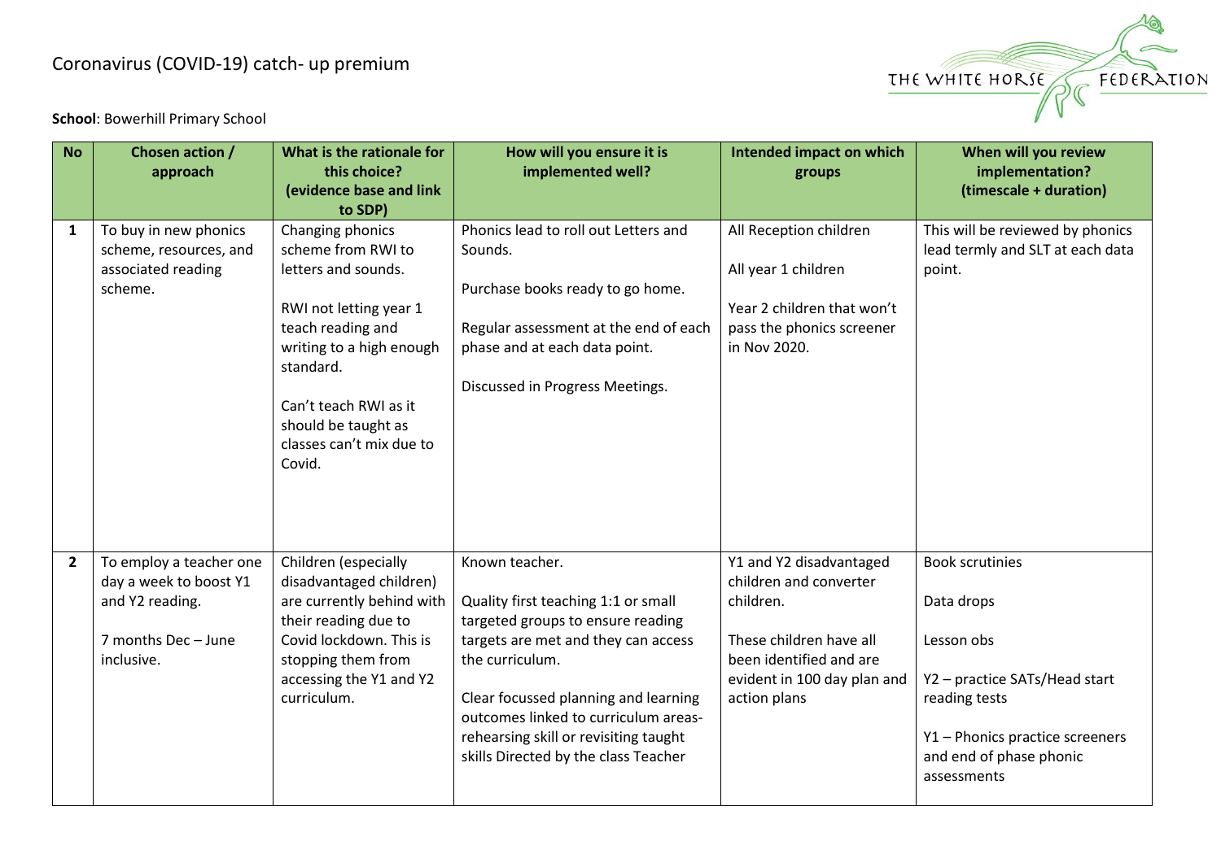Coronavirus (COVID-19) catch- up premium

**School**: Bowerhill Primary School

| No | Chosen action / approach | What is the rationale for this choice? (evidence base and link to SDP) | How will you ensure it is implemented well? | Intended impact on which groups | When will you review implementation? (timescale + duration) |
|---|---|---|---|---|---|
| **1** | To buy in new phonics scheme, resources, and associated reading scheme. | Changing phonics scheme from RWI to letters and sounds.<br><br>RWI not letting year 1 teach reading and writing to a high enough standard.<br><br>Can't teach RWI as it should be taught as classes can't mix due to Covid. | Phonics lead to roll out Letters and Sounds.<br><br>Purchase books ready to go home.<br><br>Regular assessment at the end of each phase and at each data point.<br><br>Discussed in Progress Meetings. | All Reception children<br><br>All year 1 children<br><br>Year 2 children that won't pass the phonics screener in Nov 2020. | This will be reviewed by phonics lead termly and SLT at each data point. |
| **2** | To employ a teacher one day a week to boost Y1 and Y2 reading.<br><br>7 months Dec – June inclusive. | Children (especially disadvantaged children) are currently behind with their reading due to Covid lockdown. This is stopping them from accessing the Y1 and Y2 curriculum. | Known teacher.<br><br>Quality first teaching 1:1 or small targeted groups to ensure reading targets are met and they can access the curriculum.<br><br>Clear focussed planning and learning outcomes linked to curriculum areas- rehearsing skill or revisiting taught skills Directed by the class Teacher | Y1 and Y2 disadvantaged children and converter children.<br><br>These children have all been identified and are evident in 100 day plan and action plans | Book scrutinies<br><br>Data drops<br><br>Lesson obs<br><br>Y2 – practice SATs/Head start reading tests<br><br>Y1 – Phonics practice screeners and end of phase phonic assessments |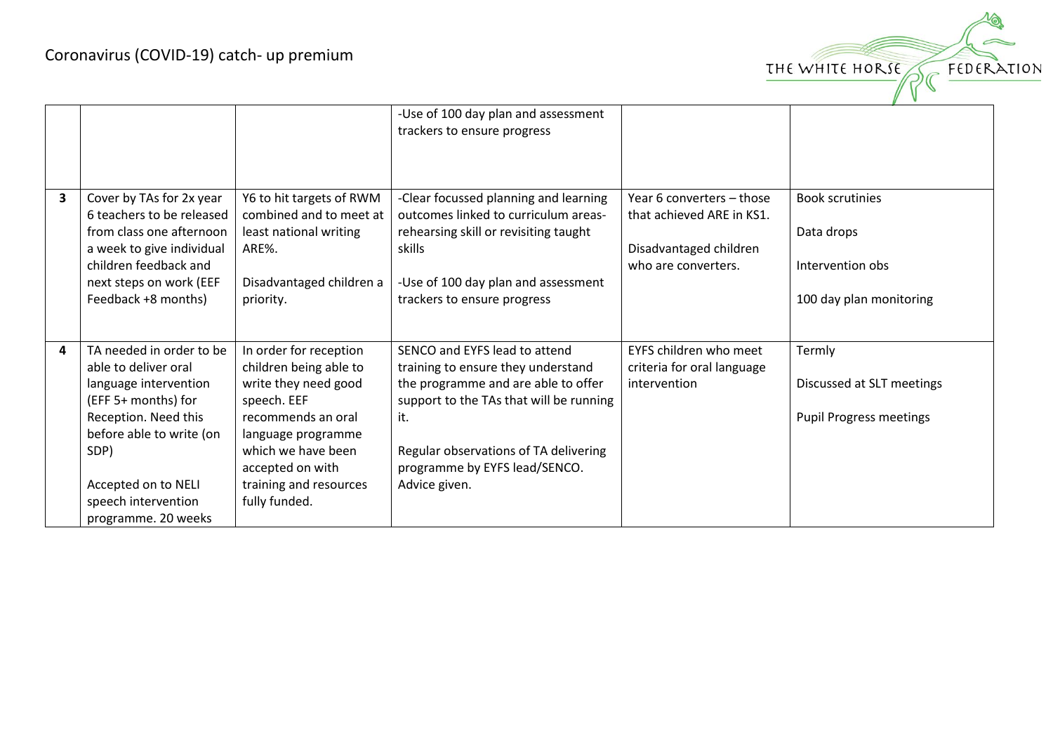| | | | | | |
|---|---|---|---|---|---|
| | | | -Use of 100 day plan and assessment trackers to ensure progress | | |
| **3** | Cover by TAs for 2x year 6 teachers to be released from class one afternoon a week to give individual children feedback and next steps on work (EEF Feedback +8 months) | Y6 to hit targets of RWM combined and to meet at least national writing ARE%.<br><br>Disadvantaged children a priority. | -Clear focussed planning and learning outcomes linked to curriculum areas- rehearsing skill or revisiting taught skills<br><br>-Use of 100 day plan and assessment trackers to ensure progress | Year 6 converters – those that achieved ARE in KS1.<br><br>Disadvantaged children who are converters. | Book scrutinies<br><br>Data drops<br><br>Intervention obs<br><br>100 day plan monitoring |
| **4** | TA needed in order to be able to deliver oral language intervention (EFF 5+ months) for Reception. Need this before able to write (on SDP)<br><br>Accepted on to NELI speech intervention programme. 20 weeks | In order for reception children being able to write they need good speech. EEF recommends an oral language programme which we have been accepted on with training and resources fully funded. | SENCO and EYFS lead to attend training to ensure they understand the programme and are able to offer support to the TAs that will be running it.<br><br>Regular observations of TA delivering programme by EYFS lead/SENCO. Advice given. | EYFS children who meet criteria for oral language intervention | Termly<br><br>Discussed at SLT meetings<br><br>Pupil Progress meetings |